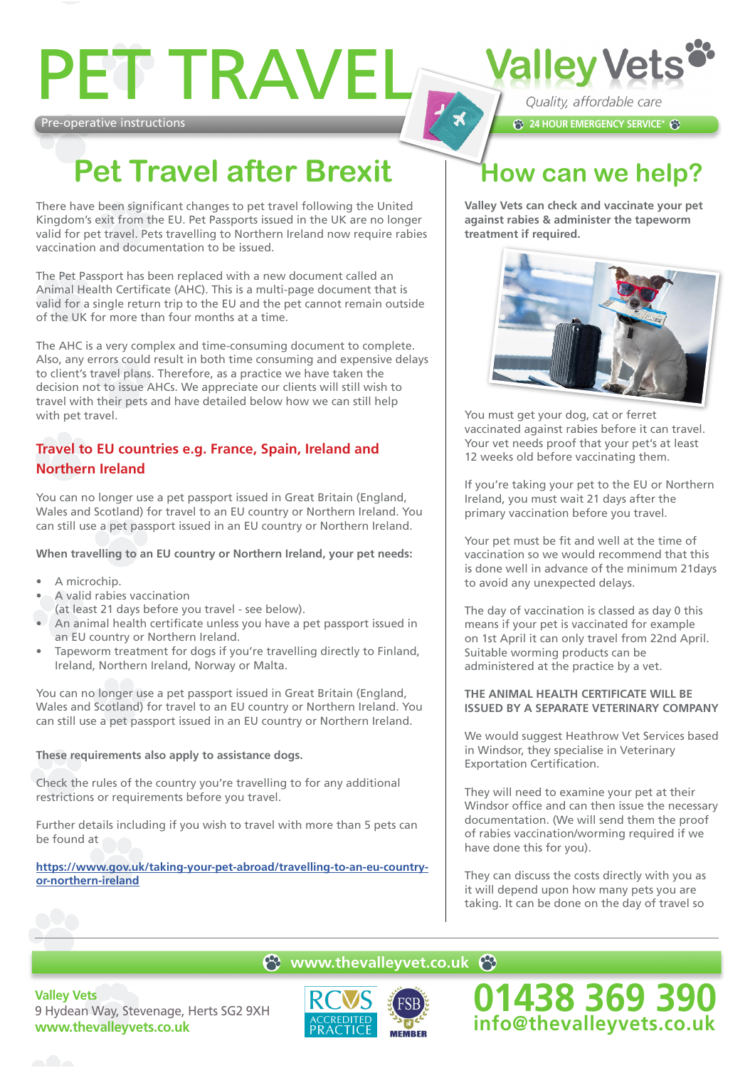# PET TRAVEL

Pre-operative instructions

Valley Vets

*Quality, affordable care*

24 HOUR EMERGENCY SERVICE*

## Pet Travel after Brexit

There have been significant changes to pet travel following the United Kingdom's exit from the EU. Pet Passports issued in the UK are no longer valid for pet travel. Pets travelling to Northern Ireland now require rabies vaccination and documentation to be issued.

The Pet Passport has been replaced with a new document called an Animal Health Certificate (AHC). This is a multi-page document that is valid for a single return trip to the EU and the pet cannot remain outside of the UK for more than four months at a time.

The AHC is a very complex and time-consuming document to complete. Also, any errors could result in both time consuming and expensive delays to client's travel plans. Therefore, as a practice we have taken the decision not to issue AHCs. We appreciate our clients will still wish to travel with their pets and have detailed below how we can still help with pet travel.

### Travel to EU countries e.g. France, Spain, Ireland and Northern Ireland

You can no longer use a pet passport issued in Great Britain (England, Wales and Scotland) for travel to an EU country or Northern Ireland. You can still use a pet passport issued in an EU country or Northern Ireland.

**When travelling to an EU country or Northern Ireland, your pet needs:**

- A microchip.
- A valid rabies vaccination (at least 21 days before you travel - see below).
- An animal health certificate unless you have a pet passport issued in an EU country or Northern Ireland.
- Tapeworm treatment for dogs if you're travelling directly to Finland, Ireland, Northern Ireland, Norway or Malta.

You can no longer use a pet passport issued in Great Britain (England, Wales and Scotland) for travel to an EU country or Northern Ireland. You can still use a pet passport issued in an EU country or Northern Ireland.

**These requirements also apply to assistance dogs.**

Check the rules of the country you're travelling to for any additional restrictions or requirements before you travel.

Further details including if you wish to travel with more than 5 pets can be found at

https://www.gov.uk/taking-your-pet-abroad/travelling-to-an-eu-country-or-northern-ireland

## How can we help?

**Valley Vets can check and vaccinate your pet against rabies & administer the tapeworm treatment if required.**

You must get your dog, cat or ferret vaccinated against rabies before it can travel. Your vet needs proof that your pet's at least 12 weeks old before vaccinating them.

If you're taking your pet to the EU or Northern Ireland, you must wait 21 days after the primary vaccination before you travel.

Your pet must be fit and well at the time of vaccination so we would recommend that this is done well in advance of the minimum 21days to avoid any unexpected delays.

The day of vaccination is classed as day 0 this means if your pet is vaccinated for example on 1st April it can only travel from 22nd April. Suitable worming products can be administered at the practice by a vet.

**THE ANIMAL HEALTH CERTIFICATE WILL BE ISSUED BY A SEPARATE VETERINARY COMPANY**

We would suggest Heathrow Vet Services based in Windsor, they specialise in Veterinary Exportation Certification.

They will need to examine your pet at their Windsor office and can then issue the necessary documentation. (We will send them the proof of rabies vaccination/worming required if we have done this for you).

They can discuss the costs directly with you as it will depend upon how many pets you are taking. It can be done on the day of travel so

www.thevalleyvet.co.uk

**Valley Vets**
9 Hydean Way, Stevenage, Herts SG2 9XH
www.thevalleyvets.co.uk

RCVS ACCREDITED PRACTICE — FSB MEMBER

**01438 369 390**
**info@thevalleyvets.co.uk**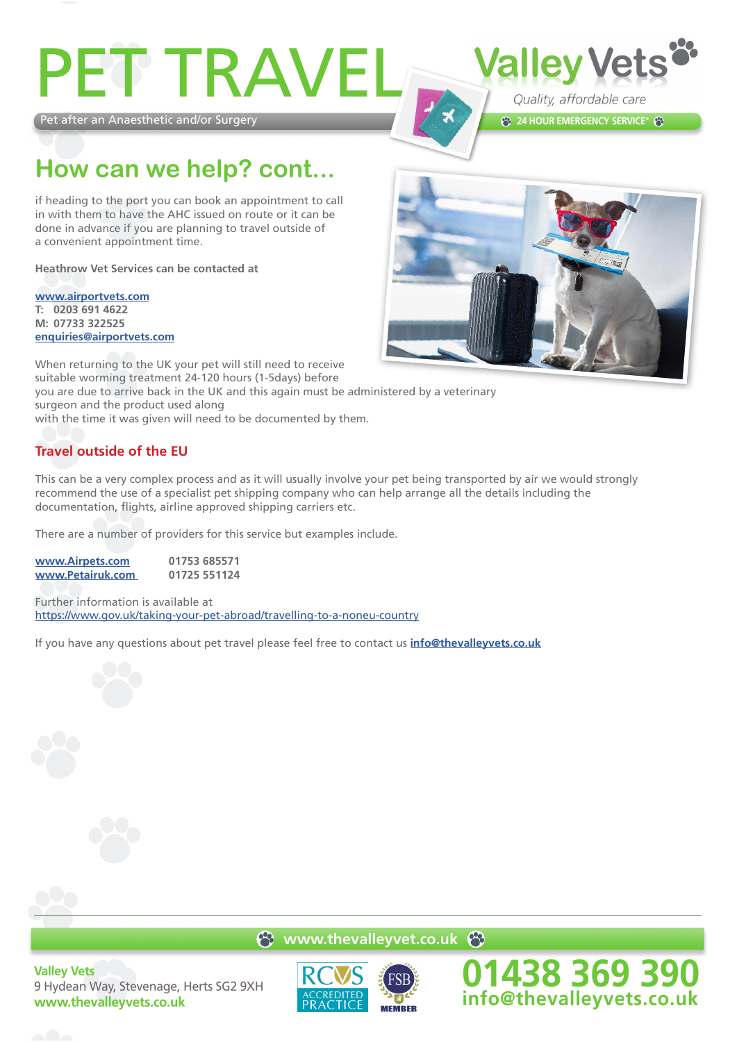# PET TRAVEL

Pet after an Anaesthetic and/or Surgery

Valley Vets

*Quality, affordable care*

24 HOUR EMERGENCY SERVICE*

## How can we help? cont...

if heading to the port you can book an appointment to call in with them to have the AHC issued on route or it can be done in advance if you are planning to travel outside of a convenient appointment time.

**Heathrow Vet Services can be contacted at**

**www.airportvets.com**
**T: 0203 691 4622**
**M: 07733 322525**
**enquiries@airportvets.com**

When returning to the UK your pet will still need to receive suitable worming treatment 24-120 hours (1-5days) before you are due to arrive back in the UK and this again must be administered by a veterinary surgeon and the product used along with the time it was given will need to be documented by them.

### Travel outside of the EU

This can be a very complex process and as it will usually involve your pet being transported by air we would strongly recommend the use of a specialist pet shipping company who can help arrange all the details including the documentation, flights, airline approved shipping carriers etc.

There are a number of providers for this service but examples include.

| | |
|---|---|
| **www.Airpets.com** | **01753 685571** |
| **www.Petairuk.com** | **01725 551124** |

Further information is available at
https://www.gov.uk/taking-your-pet-abroad/travelling-to-a-noneu-country

If you have any questions about pet travel please feel free to contact us **info@thevalleyvets.co.uk**

**www.thevalleyvet.co.uk**

**Valley Vets**
9 Hydean Way, Stevenage, Herts SG2 9XH
**www.thevalleyvets.co.uk**

**01438 369 390**
**info@thevalleyvets.co.uk**